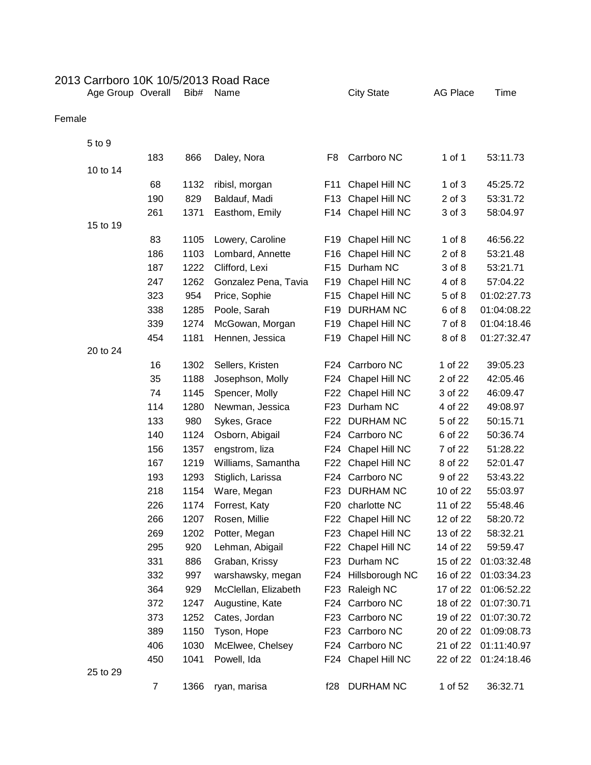# 2013 Carrboro 10K 10/5/2013 Road Race

| Age Group | Overall | Bib# | Name | | City State | AG Place | Time |
|---|---|---|---|---|---|---|---|
| **Female** | | | | | | | |
| 5 to 9 | | | | | | | |
| | 183 | 866 | Daley, Nora | F8 | Carrboro NC | 1 of 1 | 53:11.73 |
| 10 to 14 | | | | | | | |
| | 68 | 1132 | ribisl, morgan | F11 | Chapel Hill NC | 1 of 3 | 45:25.72 |
| | 190 | 829 | Baldauf, Madi | F13 | Chapel Hill NC | 2 of 3 | 53:31.72 |
| | 261 | 1371 | Easthom, Emily | F14 | Chapel Hill NC | 3 of 3 | 58:04.97 |
| 15 to 19 | | | | | | | |
| | 83 | 1105 | Lowery, Caroline | F19 | Chapel Hill NC | 1 of 8 | 46:56.22 |
| | 186 | 1103 | Lombard, Annette | F16 | Chapel Hill NC | 2 of 8 | 53:21.48 |
| | 187 | 1222 | Clifford, Lexi | F15 | Durham NC | 3 of 8 | 53:21.71 |
| | 247 | 1262 | Gonzalez Pena, Tavia | F19 | Chapel Hill NC | 4 of 8 | 57:04.22 |
| | 323 | 954 | Price, Sophie | F15 | Chapel Hill NC | 5 of 8 | 01:02:27.73 |
| | 338 | 1285 | Poole, Sarah | F19 | DURHAM NC | 6 of 8 | 01:04:08.22 |
| | 339 | 1274 | McGowan, Morgan | F19 | Chapel Hill NC | 7 of 8 | 01:04:18.46 |
| | 454 | 1181 | Hennen, Jessica | F19 | Chapel Hill NC | 8 of 8 | 01:27:32.47 |
| 20 to 24 | | | | | | | |
| | 16 | 1302 | Sellers, Kristen | F24 | Carrboro NC | 1 of 22 | 39:05.23 |
| | 35 | 1188 | Josephson, Molly | F24 | Chapel Hill NC | 2 of 22 | 42:05.46 |
| | 74 | 1145 | Spencer, Molly | F22 | Chapel Hill NC | 3 of 22 | 46:09.47 |
| | 114 | 1280 | Newman, Jessica | F23 | Durham NC | 4 of 22 | 49:08.97 |
| | 133 | 980 | Sykes, Grace | F22 | DURHAM NC | 5 of 22 | 50:15.71 |
| | 140 | 1124 | Osborn, Abigail | F24 | Carrboro NC | 6 of 22 | 50:36.74 |
| | 156 | 1357 | engstrom, liza | F24 | Chapel Hill NC | 7 of 22 | 51:28.22 |
| | 167 | 1219 | Williams, Samantha | F22 | Chapel Hill NC | 8 of 22 | 52:01.47 |
| | 193 | 1293 | Stiglich, Larissa | F24 | Carrboro NC | 9 of 22 | 53:43.22 |
| | 218 | 1154 | Ware, Megan | F23 | DURHAM NC | 10 of 22 | 55:03.97 |
| | 226 | 1174 | Forrest, Katy | F20 | charlotte NC | 11 of 22 | 55:48.46 |
| | 266 | 1207 | Rosen, Millie | F22 | Chapel Hill NC | 12 of 22 | 58:20.72 |
| | 269 | 1202 | Potter, Megan | F23 | Chapel Hill NC | 13 of 22 | 58:32.21 |
| | 295 | 920 | Lehman, Abigail | F22 | Chapel Hill NC | 14 of 22 | 59:59.47 |
| | 331 | 886 | Graban, Krissy | F23 | Durham NC | 15 of 22 | 01:03:32.48 |
| | 332 | 997 | warshawsky, megan | F24 | Hillsborough NC | 16 of 22 | 01:03:34.23 |
| | 364 | 929 | McClellan, Elizabeth | F23 | Raleigh NC | 17 of 22 | 01:06:52.22 |
| | 372 | 1247 | Augustine, Kate | F24 | Carrboro NC | 18 of 22 | 01:07:30.71 |
| | 373 | 1252 | Cates, Jordan | F23 | Carrboro NC | 19 of 22 | 01:07:30.72 |
| | 389 | 1150 | Tyson, Hope | F23 | Carrboro NC | 20 of 22 | 01:09:08.73 |
| | 406 | 1030 | McElwee, Chelsey | F24 | Carrboro NC | 21 of 22 | 01:11:40.97 |
| | 450 | 1041 | Powell, Ida | F24 | Chapel Hill NC | 22 of 22 | 01:24:18.46 |
| 25 to 29 | | | | | | | |
| | 7 | 1366 | ryan, marisa | f28 | DURHAM NC | 1 of 52 | 36:32.71 |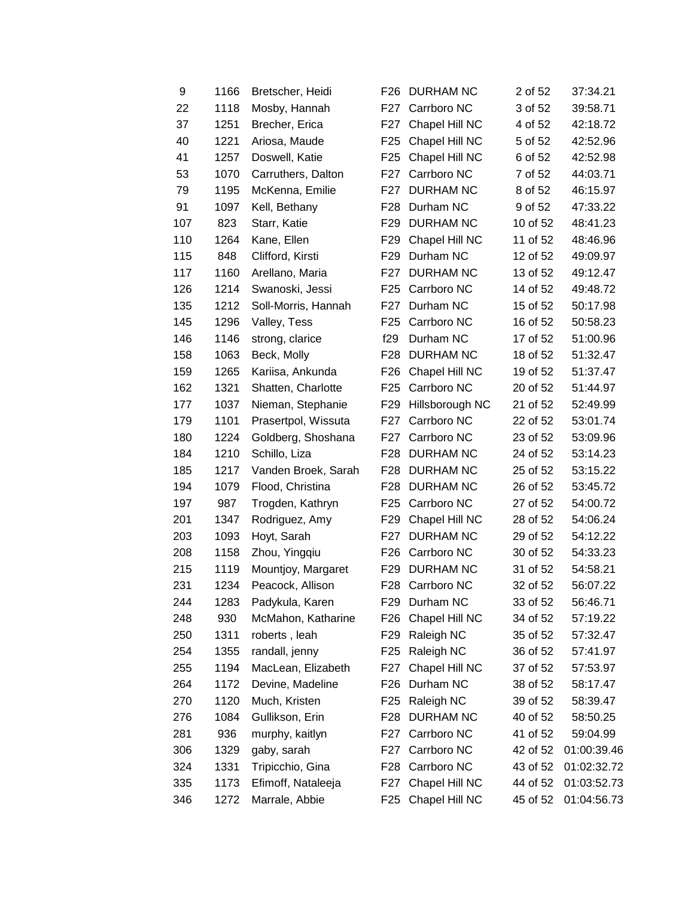| | | | | | | |
|---|---|---|---|---|---|---|
| 9 | 1166 | Bretscher, Heidi | F26 | DURHAM NC | 2 of 52 | 37:34.21 |
| 22 | 1118 | Mosby, Hannah | F27 | Carrboro NC | 3 of 52 | 39:58.71 |
| 37 | 1251 | Brecher, Erica | F27 | Chapel Hill NC | 4 of 52 | 42:18.72 |
| 40 | 1221 | Ariosa, Maude | F25 | Chapel Hill NC | 5 of 52 | 42:52.96 |
| 41 | 1257 | Doswell, Katie | F25 | Chapel Hill NC | 6 of 52 | 42:52.98 |
| 53 | 1070 | Carruthers, Dalton | F27 | Carrboro NC | 7 of 52 | 44:03.71 |
| 79 | 1195 | McKenna, Emilie | F27 | DURHAM NC | 8 of 52 | 46:15.97 |
| 91 | 1097 | Kell, Bethany | F28 | Durham NC | 9 of 52 | 47:33.22 |
| 107 | 823 | Starr, Katie | F29 | DURHAM NC | 10 of 52 | 48:41.23 |
| 110 | 1264 | Kane, Ellen | F29 | Chapel Hill NC | 11 of 52 | 48:46.96 |
| 115 | 848 | Clifford, Kirsti | F29 | Durham NC | 12 of 52 | 49:09.97 |
| 117 | 1160 | Arellano, Maria | F27 | DURHAM NC | 13 of 52 | 49:12.47 |
| 126 | 1214 | Swanoski, Jessi | F25 | Carrboro NC | 14 of 52 | 49:48.72 |
| 135 | 1212 | Soll-Morris, Hannah | F27 | Durham NC | 15 of 52 | 50:17.98 |
| 145 | 1296 | Valley, Tess | F25 | Carrboro NC | 16 of 52 | 50:58.23 |
| 146 | 1146 | strong, clarice | f29 | Durham NC | 17 of 52 | 51:00.96 |
| 158 | 1063 | Beck, Molly | F28 | DURHAM NC | 18 of 52 | 51:32.47 |
| 159 | 1265 | Kariisa, Ankunda | F26 | Chapel Hill NC | 19 of 52 | 51:37.47 |
| 162 | 1321 | Shatten, Charlotte | F25 | Carrboro NC | 20 of 52 | 51:44.97 |
| 177 | 1037 | Nieman, Stephanie | F29 | Hillsborough NC | 21 of 52 | 52:49.99 |
| 179 | 1101 | Prasertpol, Wissuta | F27 | Carrboro NC | 22 of 52 | 53:01.74 |
| 180 | 1224 | Goldberg, Shoshana | F27 | Carrboro NC | 23 of 52 | 53:09.96 |
| 184 | 1210 | Schillo, Liza | F28 | DURHAM NC | 24 of 52 | 53:14.23 |
| 185 | 1217 | Vanden Broek, Sarah | F28 | DURHAM NC | 25 of 52 | 53:15.22 |
| 194 | 1079 | Flood, Christina | F28 | DURHAM NC | 26 of 52 | 53:45.72 |
| 197 | 987 | Trogden, Kathryn | F25 | Carrboro NC | 27 of 52 | 54:00.72 |
| 201 | 1347 | Rodriguez, Amy | F29 | Chapel Hill NC | 28 of 52 | 54:06.24 |
| 203 | 1093 | Hoyt, Sarah | F27 | DURHAM NC | 29 of 52 | 54:12.22 |
| 208 | 1158 | Zhou, Yingqiu | F26 | Carrboro NC | 30 of 52 | 54:33.23 |
| 215 | 1119 | Mountjoy, Margaret | F29 | DURHAM NC | 31 of 52 | 54:58.21 |
| 231 | 1234 | Peacock, Allison | F28 | Carrboro NC | 32 of 52 | 56:07.22 |
| 244 | 1283 | Padykula, Karen | F29 | Durham NC | 33 of 52 | 56:46.71 |
| 248 | 930 | McMahon, Katharine | F26 | Chapel Hill NC | 34 of 52 | 57:19.22 |
| 250 | 1311 | roberts , leah | F29 | Raleigh NC | 35 of 52 | 57:32.47 |
| 254 | 1355 | randall, jenny | F25 | Raleigh NC | 36 of 52 | 57:41.97 |
| 255 | 1194 | MacLean, Elizabeth | F27 | Chapel Hill NC | 37 of 52 | 57:53.97 |
| 264 | 1172 | Devine, Madeline | F26 | Durham NC | 38 of 52 | 58:17.47 |
| 270 | 1120 | Much, Kristen | F25 | Raleigh NC | 39 of 52 | 58:39.47 |
| 276 | 1084 | Gullikson, Erin | F28 | DURHAM NC | 40 of 52 | 58:50.25 |
| 281 | 936 | murphy, kaitlyn | F27 | Carrboro NC | 41 of 52 | 59:04.99 |
| 306 | 1329 | gaby, sarah | F27 | Carrboro NC | 42 of 52 | 01:00:39.46 |
| 324 | 1331 | Tripicchio, Gina | F28 | Carrboro NC | 43 of 52 | 01:02:32.72 |
| 335 | 1173 | Efimoff, Nataleeja | F27 | Chapel Hill NC | 44 of 52 | 01:03:52.73 |
| 346 | 1272 | Marrale, Abbie | F25 | Chapel Hill NC | 45 of 52 | 01:04:56.73 |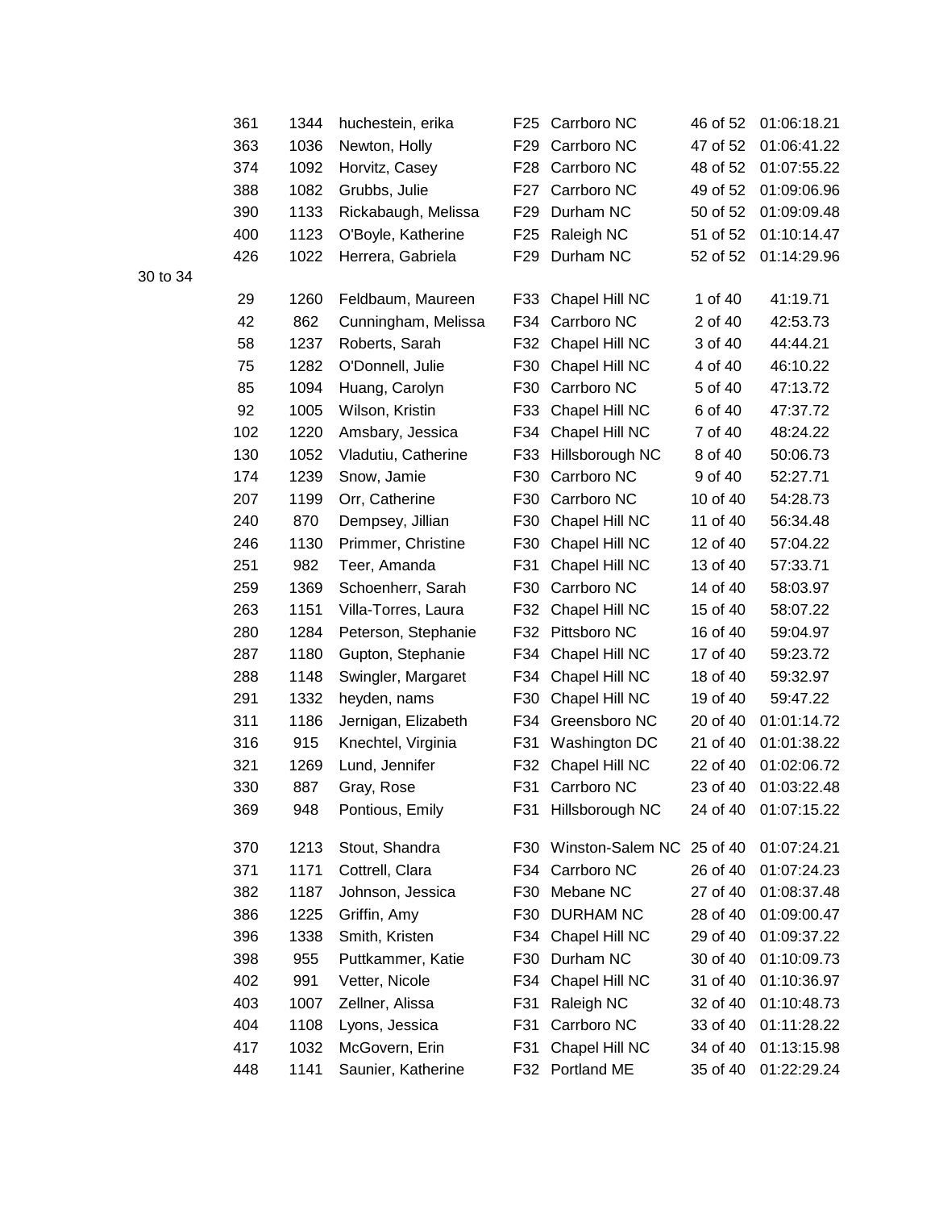| | | | | | | |
|---|---|---|---|---|---|---|
| 361 | 1344 | huchestein, erika | F25 | Carrboro NC | 46 of 52 | 01:06:18.21 |
| 363 | 1036 | Newton, Holly | F29 | Carrboro NC | 47 of 52 | 01:06:41.22 |
| 374 | 1092 | Horvitz, Casey | F28 | Carrboro NC | 48 of 52 | 01:07:55.22 |
| 388 | 1082 | Grubbs, Julie | F27 | Carrboro NC | 49 of 52 | 01:09:06.96 |
| 390 | 1133 | Rickabaugh, Melissa | F29 | Durham NC | 50 of 52 | 01:09:09.48 |
| 400 | 1123 | O'Boyle, Katherine | F25 | Raleigh NC | 51 of 52 | 01:10:14.47 |
| 426 | 1022 | Herrera, Gabriela | F29 | Durham NC | 52 of 52 | 01:14:29.96 |

30 to 34

| | | | | | | |
|---|---|---|---|---|---|---|
| 29 | 1260 | Feldbaum, Maureen | F33 | Chapel Hill NC | 1 of 40 | 41:19.71 |
| 42 | 862 | Cunningham, Melissa | F34 | Carrboro NC | 2 of 40 | 42:53.73 |
| 58 | 1237 | Roberts, Sarah | F32 | Chapel Hill NC | 3 of 40 | 44:44.21 |
| 75 | 1282 | O'Donnell, Julie | F30 | Chapel Hill NC | 4 of 40 | 46:10.22 |
| 85 | 1094 | Huang, Carolyn | F30 | Carrboro NC | 5 of 40 | 47:13.72 |
| 92 | 1005 | Wilson, Kristin | F33 | Chapel Hill NC | 6 of 40 | 47:37.72 |
| 102 | 1220 | Amsbary, Jessica | F34 | Chapel Hill NC | 7 of 40 | 48:24.22 |
| 130 | 1052 | Vladutiu, Catherine | F33 | Hillsborough NC | 8 of 40 | 50:06.73 |
| 174 | 1239 | Snow, Jamie | F30 | Carrboro NC | 9 of 40 | 52:27.71 |
| 207 | 1199 | Orr, Catherine | F30 | Carrboro NC | 10 of 40 | 54:28.73 |
| 240 | 870 | Dempsey, Jillian | F30 | Chapel Hill NC | 11 of 40 | 56:34.48 |
| 246 | 1130 | Primmer, Christine | F30 | Chapel Hill NC | 12 of 40 | 57:04.22 |
| 251 | 982 | Teer, Amanda | F31 | Chapel Hill NC | 13 of 40 | 57:33.71 |
| 259 | 1369 | Schoenherr, Sarah | F30 | Carrboro NC | 14 of 40 | 58:03.97 |
| 263 | 1151 | Villa-Torres, Laura | F32 | Chapel Hill NC | 15 of 40 | 58:07.22 |
| 280 | 1284 | Peterson, Stephanie | F32 | Pittsboro NC | 16 of 40 | 59:04.97 |
| 287 | 1180 | Gupton, Stephanie | F34 | Chapel Hill NC | 17 of 40 | 59:23.72 |
| 288 | 1148 | Swingler, Margaret | F34 | Chapel Hill NC | 18 of 40 | 59:32.97 |
| 291 | 1332 | heyden, nams | F30 | Chapel Hill NC | 19 of 40 | 59:47.22 |
| 311 | 1186 | Jernigan, Elizabeth | F34 | Greensboro NC | 20 of 40 | 01:01:14.72 |
| 316 | 915 | Knechtel, Virginia | F31 | Washington DC | 21 of 40 | 01:01:38.22 |
| 321 | 1269 | Lund, Jennifer | F32 | Chapel Hill NC | 22 of 40 | 01:02:06.72 |
| 330 | 887 | Gray, Rose | F31 | Carrboro NC | 23 of 40 | 01:03:22.48 |
| 369 | 948 | Pontious, Emily | F31 | Hillsborough NC | 24 of 40 | 01:07:15.22 |
| 370 | 1213 | Stout, Shandra | F30 | Winston-Salem NC | 25 of 40 | 01:07:24.21 |
| 371 | 1171 | Cottrell, Clara | F34 | Carrboro NC | 26 of 40 | 01:07:24.23 |
| 382 | 1187 | Johnson, Jessica | F30 | Mebane NC | 27 of 40 | 01:08:37.48 |
| 386 | 1225 | Griffin, Amy | F30 | DURHAM NC | 28 of 40 | 01:09:00.47 |
| 396 | 1338 | Smith, Kristen | F34 | Chapel Hill NC | 29 of 40 | 01:09:37.22 |
| 398 | 955 | Puttkammer, Katie | F30 | Durham NC | 30 of 40 | 01:10:09.73 |
| 402 | 991 | Vetter, Nicole | F34 | Chapel Hill NC | 31 of 40 | 01:10:36.97 |
| 403 | 1007 | Zellner, Alissa | F31 | Raleigh NC | 32 of 40 | 01:10:48.73 |
| 404 | 1108 | Lyons, Jessica | F31 | Carrboro NC | 33 of 40 | 01:11:28.22 |
| 417 | 1032 | McGovern, Erin | F31 | Chapel Hill NC | 34 of 40 | 01:13:15.98 |
| 448 | 1141 | Saunier, Katherine | F32 | Portland ME | 35 of 40 | 01:22:29.24 |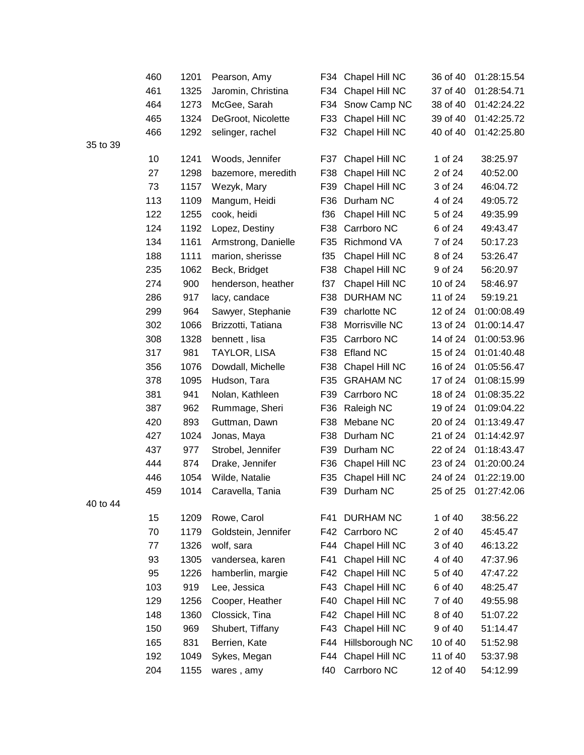| | | | | | | |
|---|---|---|---|---|---|---|
| 460 | 1201 | Pearson, Amy | F34 | Chapel Hill NC | 36 of 40 | 01:28:15.54 |
| 461 | 1325 | Jaromin, Christina | F34 | Chapel Hill NC | 37 of 40 | 01:28:54.71 |
| 464 | 1273 | McGee, Sarah | F34 | Snow Camp NC | 38 of 40 | 01:42:24.22 |
| 465 | 1324 | DeGroot, Nicolette | F33 | Chapel Hill NC | 39 of 40 | 01:42:25.72 |
| 466 | 1292 | selinger, rachel | F32 | Chapel Hill NC | 40 of 40 | 01:42:25.80 |

35 to 39

| | | | | | | |
|---|---|---|---|---|---|---|
| 10 | 1241 | Woods, Jennifer | F37 | Chapel Hill NC | 1 of 24 | 38:25.97 |
| 27 | 1298 | bazemore, meredith | F38 | Chapel Hill NC | 2 of 24 | 40:52.00 |
| 73 | 1157 | Wezyk, Mary | F39 | Chapel Hill NC | 3 of 24 | 46:04.72 |
| 113 | 1109 | Mangum, Heidi | F36 | Durham NC | 4 of 24 | 49:05.72 |
| 122 | 1255 | cook, heidi | f36 | Chapel Hill NC | 5 of 24 | 49:35.99 |
| 124 | 1192 | Lopez, Destiny | F38 | Carrboro NC | 6 of 24 | 49:43.47 |
| 134 | 1161 | Armstrong, Danielle | F35 | Richmond VA | 7 of 24 | 50:17.23 |
| 188 | 1111 | marion, sherisse | f35 | Chapel Hill NC | 8 of 24 | 53:26.47 |
| 235 | 1062 | Beck, Bridget | F38 | Chapel Hill NC | 9 of 24 | 56:20.97 |
| 274 | 900 | henderson, heather | f37 | Chapel Hill NC | 10 of 24 | 58:46.97 |
| 286 | 917 | lacy, candace | F38 | DURHAM NC | 11 of 24 | 59:19.21 |
| 299 | 964 | Sawyer, Stephanie | F39 | charlotte NC | 12 of 24 | 01:00:08.49 |
| 302 | 1066 | Brizzotti, Tatiana | F38 | Morrisville NC | 13 of 24 | 01:00:14.47 |
| 308 | 1328 | bennett , lisa | F35 | Carrboro NC | 14 of 24 | 01:00:53.96 |
| 317 | 981 | TAYLOR, LISA | F38 | Efland NC | 15 of 24 | 01:01:40.48 |
| 356 | 1076 | Dowdall, Michelle | F38 | Chapel Hill NC | 16 of 24 | 01:05:56.47 |
| 378 | 1095 | Hudson, Tara | F35 | GRAHAM NC | 17 of 24 | 01:08:15.99 |
| 381 | 941 | Nolan, Kathleen | F39 | Carrboro NC | 18 of 24 | 01:08:35.22 |
| 387 | 962 | Rummage, Sheri | F36 | Raleigh NC | 19 of 24 | 01:09:04.22 |
| 420 | 893 | Guttman, Dawn | F38 | Mebane NC | 20 of 24 | 01:13:49.47 |
| 427 | 1024 | Jonas, Maya | F38 | Durham NC | 21 of 24 | 01:14:42.97 |
| 437 | 977 | Strobel, Jennifer | F39 | Durham NC | 22 of 24 | 01:18:43.47 |
| 444 | 874 | Drake, Jennifer | F36 | Chapel Hill NC | 23 of 24 | 01:20:00.24 |
| 446 | 1054 | Wilde, Natalie | F35 | Chapel Hill NC | 24 of 24 | 01:22:19.00 |
| 459 | 1014 | Caravella, Tania | F39 | Durham NC | 25 of 25 | 01:27:42.06 |

40 to 44

| | | | | | | |
|---|---|---|---|---|---|---|
| 15 | 1209 | Rowe, Carol | F41 | DURHAM NC | 1 of 40 | 38:56.22 |
| 70 | 1179 | Goldstein, Jennifer | F42 | Carrboro NC | 2 of 40 | 45:45.47 |
| 77 | 1326 | wolf, sara | F44 | Chapel Hill NC | 3 of 40 | 46:13.22 |
| 93 | 1305 | vandersea, karen | F41 | Chapel Hill NC | 4 of 40 | 47:37.96 |
| 95 | 1226 | hamberlin, margie | F42 | Chapel Hill NC | 5 of 40 | 47:47.22 |
| 103 | 919 | Lee, Jessica | F43 | Chapel Hill NC | 6 of 40 | 48:25.47 |
| 129 | 1256 | Cooper, Heather | F40 | Chapel Hill NC | 7 of 40 | 49:55.98 |
| 148 | 1360 | Clossick, Tina | F42 | Chapel Hill NC | 8 of 40 | 51:07.22 |
| 150 | 969 | Shubert, Tiffany | F43 | Chapel Hill NC | 9 of 40 | 51:14.47 |
| 165 | 831 | Berrien, Kate | F44 | Hillsborough NC | 10 of 40 | 51:52.98 |
| 192 | 1049 | Sykes, Megan | F44 | Chapel Hill NC | 11 of 40 | 53:37.98 |
| 204 | 1155 | wares , amy | f40 | Carrboro NC | 12 of 40 | 54:12.99 |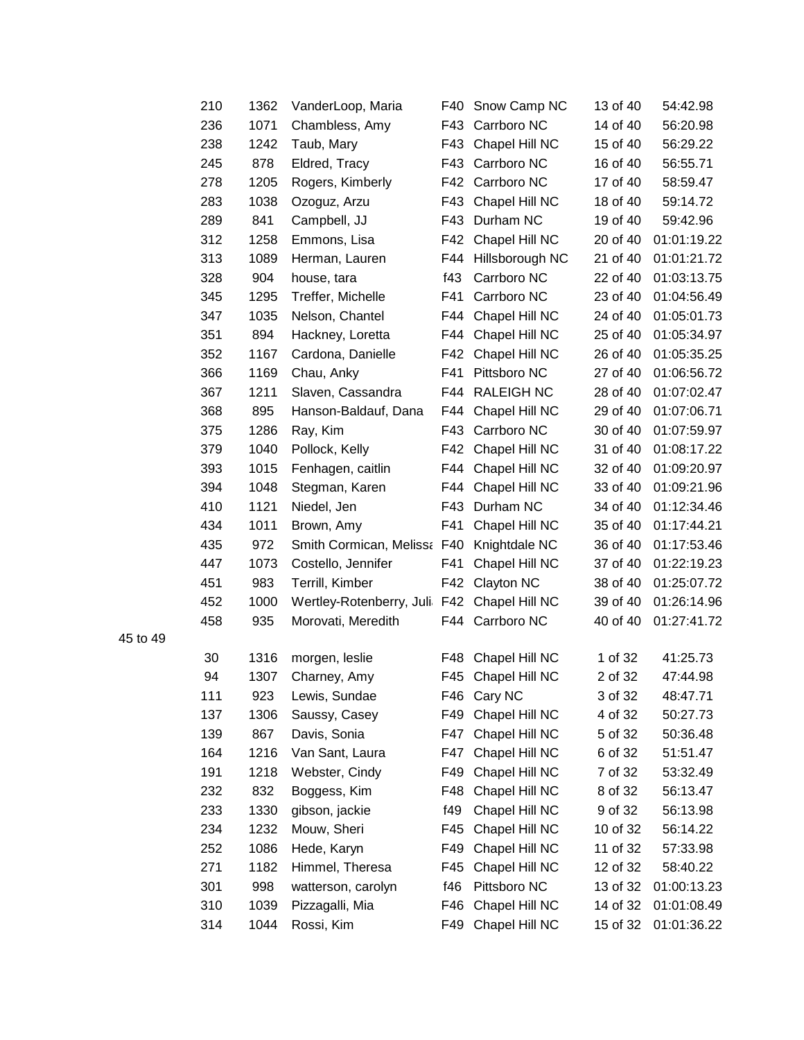| | | | | | | |
|---|---|---|---|---|---|---|
| 210 | 1362 | VanderLoop, Maria | F40 | Snow Camp NC | 13 of 40 | 54:42.98 |
| 236 | 1071 | Chambless, Amy | F43 | Carrboro NC | 14 of 40 | 56:20.98 |
| 238 | 1242 | Taub, Mary | F43 | Chapel Hill NC | 15 of 40 | 56:29.22 |
| 245 | 878 | Eldred, Tracy | F43 | Carrboro NC | 16 of 40 | 56:55.71 |
| 278 | 1205 | Rogers, Kimberly | F42 | Carrboro NC | 17 of 40 | 58:59.47 |
| 283 | 1038 | Ozoguz, Arzu | F43 | Chapel Hill NC | 18 of 40 | 59:14.72 |
| 289 | 841 | Campbell, JJ | F43 | Durham NC | 19 of 40 | 59:42.96 |
| 312 | 1258 | Emmons, Lisa | F42 | Chapel Hill NC | 20 of 40 | 01:01:19.22 |
| 313 | 1089 | Herman, Lauren | F44 | Hillsborough NC | 21 of 40 | 01:01:21.72 |
| 328 | 904 | house, tara | f43 | Carrboro NC | 22 of 40 | 01:03:13.75 |
| 345 | 1295 | Treffer, Michelle | F41 | Carrboro NC | 23 of 40 | 01:04:56.49 |
| 347 | 1035 | Nelson, Chantel | F44 | Chapel Hill NC | 24 of 40 | 01:05:01.73 |
| 351 | 894 | Hackney, Loretta | F44 | Chapel Hill NC | 25 of 40 | 01:05:34.97 |
| 352 | 1167 | Cardona, Danielle | F42 | Chapel Hill NC | 26 of 40 | 01:05:35.25 |
| 366 | 1169 | Chau, Anky | F41 | Pittsboro NC | 27 of 40 | 01:06:56.72 |
| 367 | 1211 | Slaven, Cassandra | F44 | RALEIGH NC | 28 of 40 | 01:07:02.47 |
| 368 | 895 | Hanson-Baldauf, Dana | F44 | Chapel Hill NC | 29 of 40 | 01:07:06.71 |
| 375 | 1286 | Ray, Kim | F43 | Carrboro NC | 30 of 40 | 01:07:59.97 |
| 379 | 1040 | Pollock, Kelly | F42 | Chapel Hill NC | 31 of 40 | 01:08:17.22 |
| 393 | 1015 | Fenhagen, caitlin | F44 | Chapel Hill NC | 32 of 40 | 01:09:20.97 |
| 394 | 1048 | Stegman, Karen | F44 | Chapel Hill NC | 33 of 40 | 01:09:21.96 |
| 410 | 1121 | Niedel, Jen | F43 | Durham NC | 34 of 40 | 01:12:34.46 |
| 434 | 1011 | Brown, Amy | F41 | Chapel Hill NC | 35 of 40 | 01:17:44.21 |
| 435 | 972 | Smith Cormican, Melissa | F40 | Knightdale NC | 36 of 40 | 01:17:53.46 |
| 447 | 1073 | Costello, Jennifer | F41 | Chapel Hill NC | 37 of 40 | 01:22:19.23 |
| 451 | 983 | Terrill, Kimber | F42 | Clayton NC | 38 of 40 | 01:25:07.72 |
| 452 | 1000 | Wertley-Rotenberry, Juli | F42 | Chapel Hill NC | 39 of 40 | 01:26:14.96 |
| 458 | 935 | Morovati, Meredith | F44 | Carrboro NC | 40 of 40 | 01:27:41.72 |

45 to 49

| | | | | | | |
|---|---|---|---|---|---|---|
| 30 | 1316 | morgen, leslie | F48 | Chapel Hill NC | 1 of 32 | 41:25.73 |
| 94 | 1307 | Charney, Amy | F45 | Chapel Hill NC | 2 of 32 | 47:44.98 |
| 111 | 923 | Lewis, Sundae | F46 | Cary NC | 3 of 32 | 48:47.71 |
| 137 | 1306 | Saussy, Casey | F49 | Chapel Hill NC | 4 of 32 | 50:27.73 |
| 139 | 867 | Davis, Sonia | F47 | Chapel Hill NC | 5 of 32 | 50:36.48 |
| 164 | 1216 | Van Sant, Laura | F47 | Chapel Hill NC | 6 of 32 | 51:51.47 |
| 191 | 1218 | Webster, Cindy | F49 | Chapel Hill NC | 7 of 32 | 53:32.49 |
| 232 | 832 | Boggess, Kim | F48 | Chapel Hill NC | 8 of 32 | 56:13.47 |
| 233 | 1330 | gibson, jackie | f49 | Chapel Hill NC | 9 of 32 | 56:13.98 |
| 234 | 1232 | Mouw, Sheri | F45 | Chapel Hill NC | 10 of 32 | 56:14.22 |
| 252 | 1086 | Hede, Karyn | F49 | Chapel Hill NC | 11 of 32 | 57:33.98 |
| 271 | 1182 | Himmel, Theresa | F45 | Chapel Hill NC | 12 of 32 | 58:40.22 |
| 301 | 998 | watterson, carolyn | f46 | Pittsboro NC | 13 of 32 | 01:00:13.23 |
| 310 | 1039 | Pizzagalli, Mia | F46 | Chapel Hill NC | 14 of 32 | 01:01:08.49 |
| 314 | 1044 | Rossi, Kim | F49 | Chapel Hill NC | 15 of 32 | 01:01:36.22 |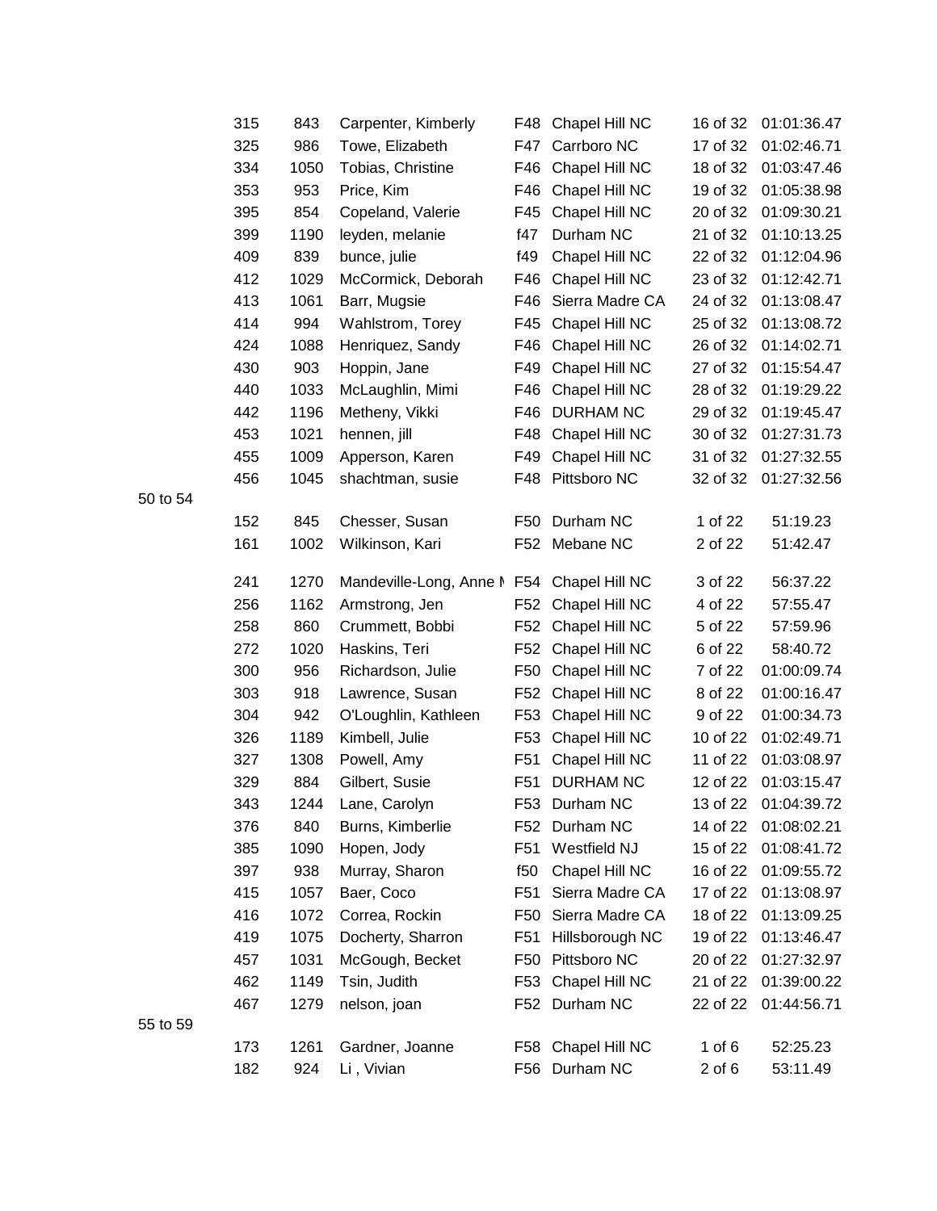| | | | | | | |
|---|---|---|---|---|---|---|
| 315 | 843 | Carpenter, Kimberly | F48 | Chapel Hill NC | 16 of 32 | 01:01:36.47 |
| 325 | 986 | Towe, Elizabeth | F47 | Carrboro NC | 17 of 32 | 01:02:46.71 |
| 334 | 1050 | Tobias, Christine | F46 | Chapel Hill NC | 18 of 32 | 01:03:47.46 |
| 353 | 953 | Price, Kim | F46 | Chapel Hill NC | 19 of 32 | 01:05:38.98 |
| 395 | 854 | Copeland, Valerie | F45 | Chapel Hill NC | 20 of 32 | 01:09:30.21 |
| 399 | 1190 | leyden, melanie | f47 | Durham NC | 21 of 32 | 01:10:13.25 |
| 409 | 839 | bunce, julie | f49 | Chapel Hill NC | 22 of 32 | 01:12:04.96 |
| 412 | 1029 | McCormick, Deborah | F46 | Chapel Hill NC | 23 of 32 | 01:12:42.71 |
| 413 | 1061 | Barr, Mugsie | F46 | Sierra Madre CA | 24 of 32 | 01:13:08.47 |
| 414 | 994 | Wahlstrom, Torey | F45 | Chapel Hill NC | 25 of 32 | 01:13:08.72 |
| 424 | 1088 | Henriquez, Sandy | F46 | Chapel Hill NC | 26 of 32 | 01:14:02.71 |
| 430 | 903 | Hoppin, Jane | F49 | Chapel Hill NC | 27 of 32 | 01:15:54.47 |
| 440 | 1033 | McLaughlin, Mimi | F46 | Chapel Hill NC | 28 of 32 | 01:19:29.22 |
| 442 | 1196 | Metheny, Vikki | F46 | DURHAM NC | 29 of 32 | 01:19:45.47 |
| 453 | 1021 | hennen, jill | F48 | Chapel Hill NC | 30 of 32 | 01:27:31.73 |
| 455 | 1009 | Apperson, Karen | F49 | Chapel Hill NC | 31 of 32 | 01:27:32.55 |
| 456 | 1045 | shachtman, susie | F48 | Pittsboro NC | 32 of 32 | 01:27:32.56 |

50 to 54

| | | | | | | |
|---|---|---|---|---|---|---|
| 152 | 845 | Chesser, Susan | F50 | Durham NC | 1 of 22 | 51:19.23 |
| 161 | 1002 | Wilkinson, Kari | F52 | Mebane NC | 2 of 22 | 51:42.47 |
| 241 | 1270 | Mandeville-Long, Anne M | F54 | Chapel Hill NC | 3 of 22 | 56:37.22 |
| 256 | 1162 | Armstrong, Jen | F52 | Chapel Hill NC | 4 of 22 | 57:55.47 |
| 258 | 860 | Crummett, Bobbi | F52 | Chapel Hill NC | 5 of 22 | 57:59.96 |
| 272 | 1020 | Haskins, Teri | F52 | Chapel Hill NC | 6 of 22 | 58:40.72 |
| 300 | 956 | Richardson, Julie | F50 | Chapel Hill NC | 7 of 22 | 01:00:09.74 |
| 303 | 918 | Lawrence, Susan | F52 | Chapel Hill NC | 8 of 22 | 01:00:16.47 |
| 304 | 942 | O'Loughlin, Kathleen | F53 | Chapel Hill NC | 9 of 22 | 01:00:34.73 |
| 326 | 1189 | Kimbell, Julie | F53 | Chapel Hill NC | 10 of 22 | 01:02:49.71 |
| 327 | 1308 | Powell, Amy | F51 | Chapel Hill NC | 11 of 22 | 01:03:08.97 |
| 329 | 884 | Gilbert, Susie | F51 | DURHAM NC | 12 of 22 | 01:03:15.47 |
| 343 | 1244 | Lane, Carolyn | F53 | Durham NC | 13 of 22 | 01:04:39.72 |
| 376 | 840 | Burns, Kimberlie | F52 | Durham NC | 14 of 22 | 01:08:02.21 |
| 385 | 1090 | Hopen, Jody | F51 | Westfield NJ | 15 of 22 | 01:08:41.72 |
| 397 | 938 | Murray, Sharon | f50 | Chapel Hill NC | 16 of 22 | 01:09:55.72 |
| 415 | 1057 | Baer, Coco | F51 | Sierra Madre CA | 17 of 22 | 01:13:08.97 |
| 416 | 1072 | Correa, Rockin | F50 | Sierra Madre CA | 18 of 22 | 01:13:09.25 |
| 419 | 1075 | Docherty, Sharron | F51 | Hillsborough NC | 19 of 22 | 01:13:46.47 |
| 457 | 1031 | McGough, Becket | F50 | Pittsboro NC | 20 of 22 | 01:27:32.97 |
| 462 | 1149 | Tsin, Judith | F53 | Chapel Hill NC | 21 of 22 | 01:39:00.22 |
| 467 | 1279 | nelson, joan | F52 | Durham NC | 22 of 22 | 01:44:56.71 |

55 to 59

| | | | | | | |
|---|---|---|---|---|---|---|
| 173 | 1261 | Gardner, Joanne | F58 | Chapel Hill NC | 1 of 6 | 52:25.23 |
| 182 | 924 | Li , Vivian | F56 | Durham NC | 2 of 6 | 53:11.49 |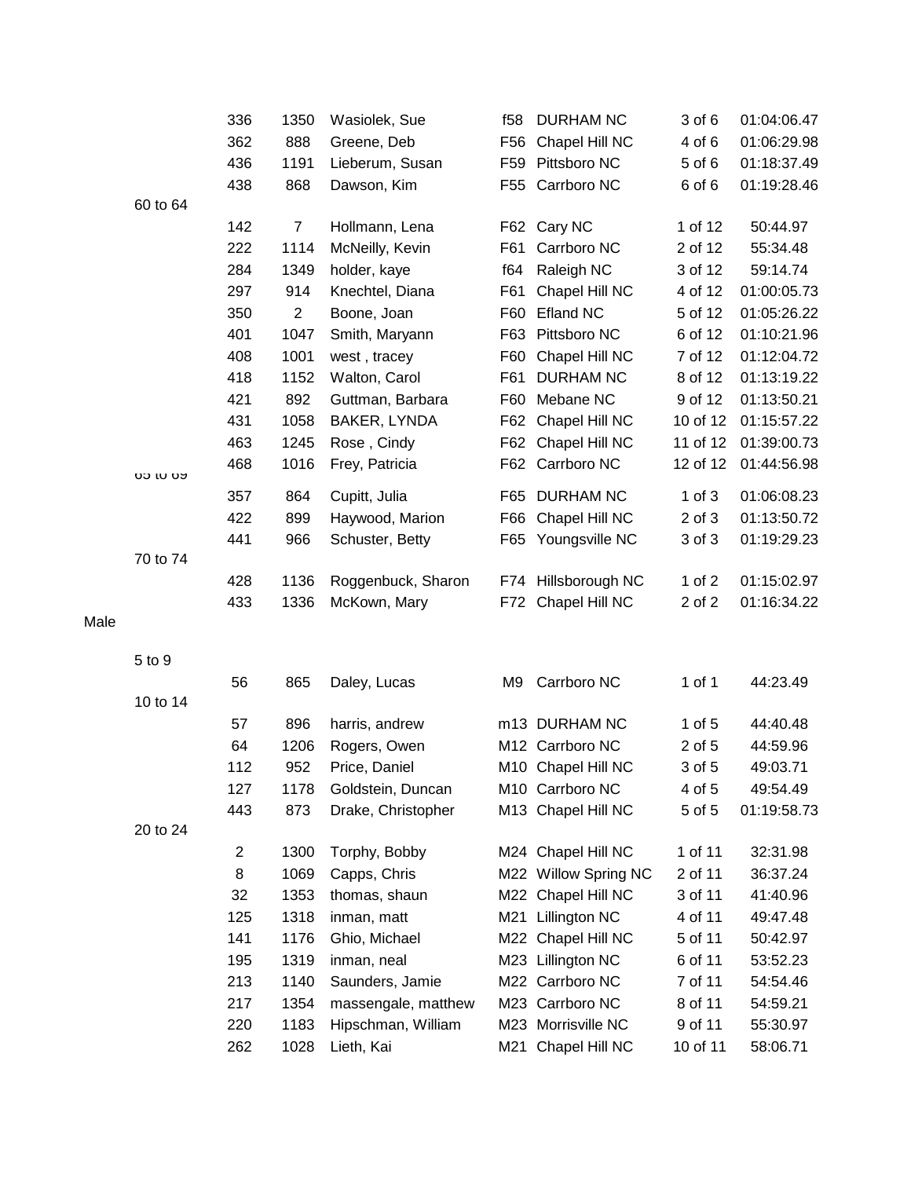| | | | | | | |
|---|---|---|---|---|---|---|
| 336 | 1350 | Wasiolek, Sue | f58 | DURHAM NC | 3 of 6 | 01:04:06.47 |
| 362 | 888 | Greene, Deb | F56 | Chapel Hill NC | 4 of 6 | 01:06:29.98 |
| 436 | 1191 | Lieberum, Susan | F59 | Pittsboro NC | 5 of 6 | 01:18:37.49 |
| 438 | 868 | Dawson, Kim | F55 | Carrboro NC | 6 of 6 | 01:19:28.46 |

60 to 64

| | | | | | | |
|---|---|---|---|---|---|---|
| 142 | 7 | Hollmann, Lena | F62 | Cary NC | 1 of 12 | 50:44.97 |
| 222 | 1114 | McNeilly, Kevin | F61 | Carrboro NC | 2 of 12 | 55:34.48 |
| 284 | 1349 | holder, kaye | f64 | Raleigh NC | 3 of 12 | 59:14.74 |
| 297 | 914 | Knechtel, Diana | F61 | Chapel Hill NC | 4 of 12 | 01:00:05.73 |
| 350 | 2 | Boone, Joan | F60 | Efland NC | 5 of 12 | 01:05:26.22 |
| 401 | 1047 | Smith, Maryann | F63 | Pittsboro NC | 6 of 12 | 01:10:21.96 |
| 408 | 1001 | west , tracey | F60 | Chapel Hill NC | 7 of 12 | 01:12:04.72 |
| 418 | 1152 | Walton, Carol | F61 | DURHAM NC | 8 of 12 | 01:13:19.22 |
| 421 | 892 | Guttman, Barbara | F60 | Mebane NC | 9 of 12 | 01:13:50.21 |
| 431 | 1058 | BAKER, LYNDA | F62 | Chapel Hill NC | 10 of 12 | 01:15:57.22 |
| 463 | 1245 | Rose , Cindy | F62 | Chapel Hill NC | 11 of 12 | 01:39:00.73 |
| 468 | 1016 | Frey, Patricia | F62 | Carrboro NC | 12 of 12 | 01:44:56.98 |

65 to 69

| | | | | | | |
|---|---|---|---|---|---|---|
| 357 | 864 | Cupitt, Julia | F65 | DURHAM NC | 1 of 3 | 01:06:08.23 |
| 422 | 899 | Haywood, Marion | F66 | Chapel Hill NC | 2 of 3 | 01:13:50.72 |
| 441 | 966 | Schuster, Betty | F65 | Youngsville NC | 3 of 3 | 01:19:29.23 |

70 to 74

| | | | | | | |
|---|---|---|---|---|---|---|
| 428 | 1136 | Roggenbuck, Sharon | F74 | Hillsborough NC | 1 of 2 | 01:15:02.97 |
| 433 | 1336 | McKown, Mary | F72 | Chapel Hill NC | 2 of 2 | 01:16:34.22 |

Male

5 to 9

| | | | | | | |
|---|---|---|---|---|---|---|
| 56 | 865 | Daley, Lucas | M9 | Carrboro NC | 1 of 1 | 44:23.49 |

10 to 14

| | | | | | | |
|---|---|---|---|---|---|---|
| 57 | 896 | harris, andrew | m13 | DURHAM NC | 1 of 5 | 44:40.48 |
| 64 | 1206 | Rogers, Owen | M12 | Carrboro NC | 2 of 5 | 44:59.96 |
| 112 | 952 | Price, Daniel | M10 | Chapel Hill NC | 3 of 5 | 49:03.71 |
| 127 | 1178 | Goldstein, Duncan | M10 | Carrboro NC | 4 of 5 | 49:54.49 |
| 443 | 873 | Drake, Christopher | M13 | Chapel Hill NC | 5 of 5 | 01:19:58.73 |

20 to 24

| | | | | | | |
|---|---|---|---|---|---|---|
| 2 | 1300 | Torphy, Bobby | M24 | Chapel Hill NC | 1 of 11 | 32:31.98 |
| 8 | 1069 | Capps, Chris | M22 | Willow Spring NC | 2 of 11 | 36:37.24 |
| 32 | 1353 | thomas, shaun | M22 | Chapel Hill NC | 3 of 11 | 41:40.96 |
| 125 | 1318 | inman, matt | M21 | Lillington NC | 4 of 11 | 49:47.48 |
| 141 | 1176 | Ghio, Michael | M22 | Chapel Hill NC | 5 of 11 | 50:42.97 |
| 195 | 1319 | inman, neal | M23 | Lillington NC | 6 of 11 | 53:52.23 |
| 213 | 1140 | Saunders, Jamie | M22 | Carrboro NC | 7 of 11 | 54:54.46 |
| 217 | 1354 | massengale, matthew | M23 | Carrboro NC | 8 of 11 | 54:59.21 |
| 220 | 1183 | Hipschman, William | M23 | Morrisville NC | 9 of 11 | 55:30.97 |
| 262 | 1028 | Lieth, Kai | M21 | Chapel Hill NC | 10 of 11 | 58:06.71 |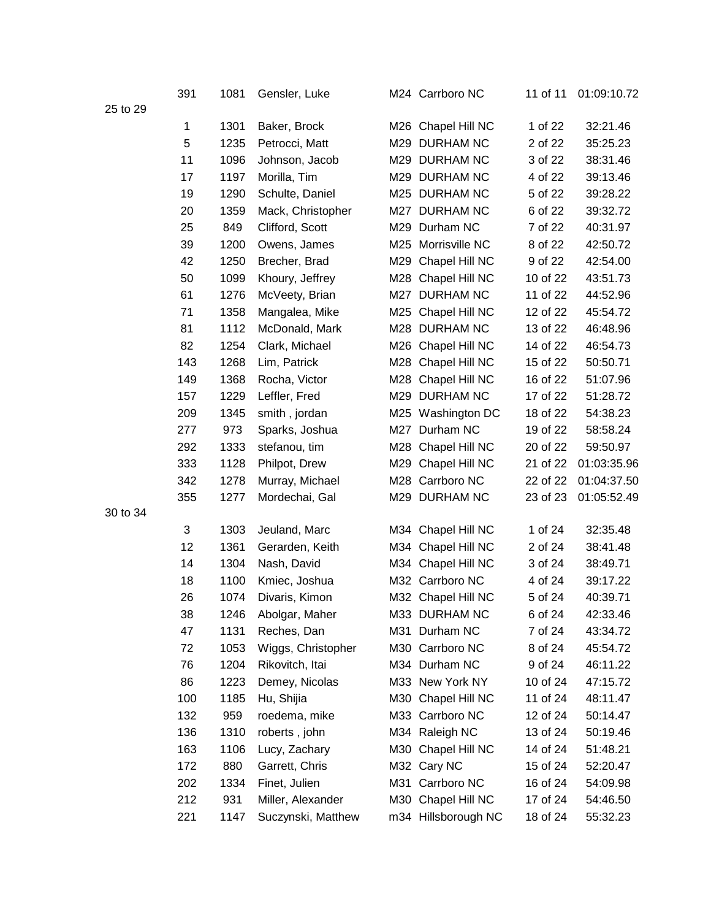| | | | | | | | |
|---|---|---|---|---|---|---|---|
| | 391 | 1081 | Gensler, Luke | M24 | Carrboro NC | 11 of 11 | 01:09:10.72 |
| 25 to 29 | | | | | | | |
| | 1 | 1301 | Baker, Brock | M26 | Chapel Hill NC | 1 of 22 | 32:21.46 |
| | 5 | 1235 | Petrocci, Matt | M29 | DURHAM NC | 2 of 22 | 35:25.23 |
| | 11 | 1096 | Johnson, Jacob | M29 | DURHAM NC | 3 of 22 | 38:31.46 |
| | 17 | 1197 | Morilla, Tim | M29 | DURHAM NC | 4 of 22 | 39:13.46 |
| | 19 | 1290 | Schulte, Daniel | M25 | DURHAM NC | 5 of 22 | 39:28.22 |
| | 20 | 1359 | Mack, Christopher | M27 | DURHAM NC | 6 of 22 | 39:32.72 |
| | 25 | 849 | Clifford, Scott | M29 | Durham NC | 7 of 22 | 40:31.97 |
| | 39 | 1200 | Owens, James | M25 | Morrisville NC | 8 of 22 | 42:50.72 |
| | 42 | 1250 | Brecher, Brad | M29 | Chapel Hill NC | 9 of 22 | 42:54.00 |
| | 50 | 1099 | Khoury, Jeffrey | M28 | Chapel Hill NC | 10 of 22 | 43:51.73 |
| | 61 | 1276 | McVeety, Brian | M27 | DURHAM NC | 11 of 22 | 44:52.96 |
| | 71 | 1358 | Mangalea, Mike | M25 | Chapel Hill NC | 12 of 22 | 45:54.72 |
| | 81 | 1112 | McDonald, Mark | M28 | DURHAM NC | 13 of 22 | 46:48.96 |
| | 82 | 1254 | Clark, Michael | M26 | Chapel Hill NC | 14 of 22 | 46:54.73 |
| | 143 | 1268 | Lim, Patrick | M28 | Chapel Hill NC | 15 of 22 | 50:50.71 |
| | 149 | 1368 | Rocha, Victor | M28 | Chapel Hill NC | 16 of 22 | 51:07.96 |
| | 157 | 1229 | Leffler, Fred | M29 | DURHAM NC | 17 of 22 | 51:28.72 |
| | 209 | 1345 | smith , jordan | M25 | Washington DC | 18 of 22 | 54:38.23 |
| | 277 | 973 | Sparks, Joshua | M27 | Durham NC | 19 of 22 | 58:58.24 |
| | 292 | 1333 | stefanou, tim | M28 | Chapel Hill NC | 20 of 22 | 59:50.97 |
| | 333 | 1128 | Philpot, Drew | M29 | Chapel Hill NC | 21 of 22 | 01:03:35.96 |
| | 342 | 1278 | Murray, Michael | M28 | Carrboro NC | 22 of 22 | 01:04:37.50 |
| | 355 | 1277 | Mordechai, Gal | M29 | DURHAM NC | 23 of 23 | 01:05:52.49 |
| 30 to 34 | | | | | | | |
| | 3 | 1303 | Jeuland, Marc | M34 | Chapel Hill NC | 1 of 24 | 32:35.48 |
| | 12 | 1361 | Gerarden, Keith | M34 | Chapel Hill NC | 2 of 24 | 38:41.48 |
| | 14 | 1304 | Nash, David | M34 | Chapel Hill NC | 3 of 24 | 38:49.71 |
| | 18 | 1100 | Kmiec, Joshua | M32 | Carrboro NC | 4 of 24 | 39:17.22 |
| | 26 | 1074 | Divaris, Kimon | M32 | Chapel Hill NC | 5 of 24 | 40:39.71 |
| | 38 | 1246 | Abolgar, Maher | M33 | DURHAM NC | 6 of 24 | 42:33.46 |
| | 47 | 1131 | Reches, Dan | M31 | Durham NC | 7 of 24 | 43:34.72 |
| | 72 | 1053 | Wiggs, Christopher | M30 | Carrboro NC | 8 of 24 | 45:54.72 |
| | 76 | 1204 | Rikovitch, Itai | M34 | Durham NC | 9 of 24 | 46:11.22 |
| | 86 | 1223 | Demey, Nicolas | M33 | New York NY | 10 of 24 | 47:15.72 |
| | 100 | 1185 | Hu, Shijia | M30 | Chapel Hill NC | 11 of 24 | 48:11.47 |
| | 132 | 959 | roedema, mike | M33 | Carrboro NC | 12 of 24 | 50:14.47 |
| | 136 | 1310 | roberts , john | M34 | Raleigh NC | 13 of 24 | 50:19.46 |
| | 163 | 1106 | Lucy, Zachary | M30 | Chapel Hill NC | 14 of 24 | 51:48.21 |
| | 172 | 880 | Garrett, Chris | M32 | Cary NC | 15 of 24 | 52:20.47 |
| | 202 | 1334 | Finet, Julien | M31 | Carrboro NC | 16 of 24 | 54:09.98 |
| | 212 | 931 | Miller, Alexander | M30 | Chapel Hill NC | 17 of 24 | 54:46.50 |
| | 221 | 1147 | Suczynski, Matthew | m34 | Hillsborough NC | 18 of 24 | 55:32.23 |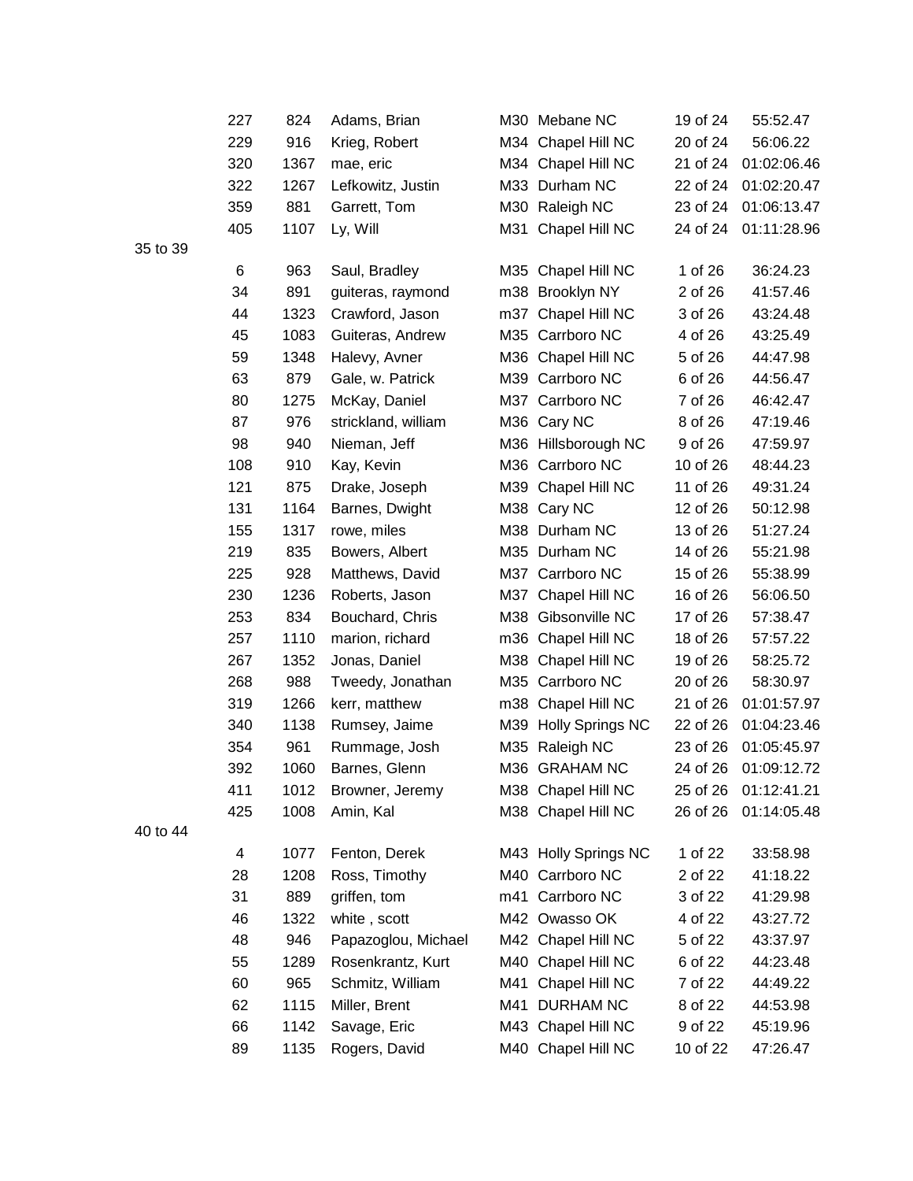| | | | | | | |
|---|---|---|---|---|---|---|
| 227 | 824 | Adams, Brian | M30 | Mebane NC | 19 of 24 | 55:52.47 |
| 229 | 916 | Krieg, Robert | M34 | Chapel Hill NC | 20 of 24 | 56:06.22 |
| 320 | 1367 | mae, eric | M34 | Chapel Hill NC | 21 of 24 | 01:02:06.46 |
| 322 | 1267 | Lefkowitz, Justin | M33 | Durham NC | 22 of 24 | 01:02:20.47 |
| 359 | 881 | Garrett, Tom | M30 | Raleigh NC | 23 of 24 | 01:06:13.47 |
| 405 | 1107 | Ly, Will | M31 | Chapel Hill NC | 24 of 24 | 01:11:28.96 |

35 to 39

| | | | | | | |
|---|---|---|---|---|---|---|
| 6 | 963 | Saul, Bradley | M35 | Chapel Hill NC | 1 of 26 | 36:24.23 |
| 34 | 891 | guiteras, raymond | m38 | Brooklyn NY | 2 of 26 | 41:57.46 |
| 44 | 1323 | Crawford, Jason | m37 | Chapel Hill NC | 3 of 26 | 43:24.48 |
| 45 | 1083 | Guiteras, Andrew | M35 | Carrboro NC | 4 of 26 | 43:25.49 |
| 59 | 1348 | Halevy, Avner | M36 | Chapel Hill NC | 5 of 26 | 44:47.98 |
| 63 | 879 | Gale, w. Patrick | M39 | Carrboro NC | 6 of 26 | 44:56.47 |
| 80 | 1275 | McKay, Daniel | M37 | Carrboro NC | 7 of 26 | 46:42.47 |
| 87 | 976 | strickland, william | M36 | Cary NC | 8 of 26 | 47:19.46 |
| 98 | 940 | Nieman, Jeff | M36 | Hillsborough NC | 9 of 26 | 47:59.97 |
| 108 | 910 | Kay, Kevin | M36 | Carrboro NC | 10 of 26 | 48:44.23 |
| 121 | 875 | Drake, Joseph | M39 | Chapel Hill NC | 11 of 26 | 49:31.24 |
| 131 | 1164 | Barnes, Dwight | M38 | Cary NC | 12 of 26 | 50:12.98 |
| 155 | 1317 | rowe, miles | M38 | Durham NC | 13 of 26 | 51:27.24 |
| 219 | 835 | Bowers, Albert | M35 | Durham NC | 14 of 26 | 55:21.98 |
| 225 | 928 | Matthews, David | M37 | Carrboro NC | 15 of 26 | 55:38.99 |
| 230 | 1236 | Roberts, Jason | M37 | Chapel Hill NC | 16 of 26 | 56:06.50 |
| 253 | 834 | Bouchard, Chris | M38 | Gibsonville NC | 17 of 26 | 57:38.47 |
| 257 | 1110 | marion, richard | m36 | Chapel Hill NC | 18 of 26 | 57:57.22 |
| 267 | 1352 | Jonas, Daniel | M38 | Chapel Hill NC | 19 of 26 | 58:25.72 |
| 268 | 988 | Tweedy, Jonathan | M35 | Carrboro NC | 20 of 26 | 58:30.97 |
| 319 | 1266 | kerr, matthew | m38 | Chapel Hill NC | 21 of 26 | 01:01:57.97 |
| 340 | 1138 | Rumsey, Jaime | M39 | Holly Springs NC | 22 of 26 | 01:04:23.46 |
| 354 | 961 | Rummage, Josh | M35 | Raleigh NC | 23 of 26 | 01:05:45.97 |
| 392 | 1060 | Barnes, Glenn | M36 | GRAHAM NC | 24 of 26 | 01:09:12.72 |
| 411 | 1012 | Browner, Jeremy | M38 | Chapel Hill NC | 25 of 26 | 01:12:41.21 |
| 425 | 1008 | Amin, Kal | M38 | Chapel Hill NC | 26 of 26 | 01:14:05.48 |

40 to 44

| | | | | | | |
|---|---|---|---|---|---|---|
| 4 | 1077 | Fenton, Derek | M43 | Holly Springs NC | 1 of 22 | 33:58.98 |
| 28 | 1208 | Ross, Timothy | M40 | Carrboro NC | 2 of 22 | 41:18.22 |
| 31 | 889 | griffen, tom | m41 | Carrboro NC | 3 of 22 | 41:29.98 |
| 46 | 1322 | white , scott | M42 | Owasso OK | 4 of 22 | 43:27.72 |
| 48 | 946 | Papazoglou, Michael | M42 | Chapel Hill NC | 5 of 22 | 43:37.97 |
| 55 | 1289 | Rosenkrantz, Kurt | M40 | Chapel Hill NC | 6 of 22 | 44:23.48 |
| 60 | 965 | Schmitz, William | M41 | Chapel Hill NC | 7 of 22 | 44:49.22 |
| 62 | 1115 | Miller, Brent | M41 | DURHAM NC | 8 of 22 | 44:53.98 |
| 66 | 1142 | Savage, Eric | M43 | Chapel Hill NC | 9 of 22 | 45:19.96 |
| 89 | 1135 | Rogers, David | M40 | Chapel Hill NC | 10 of 22 | 47:26.47 |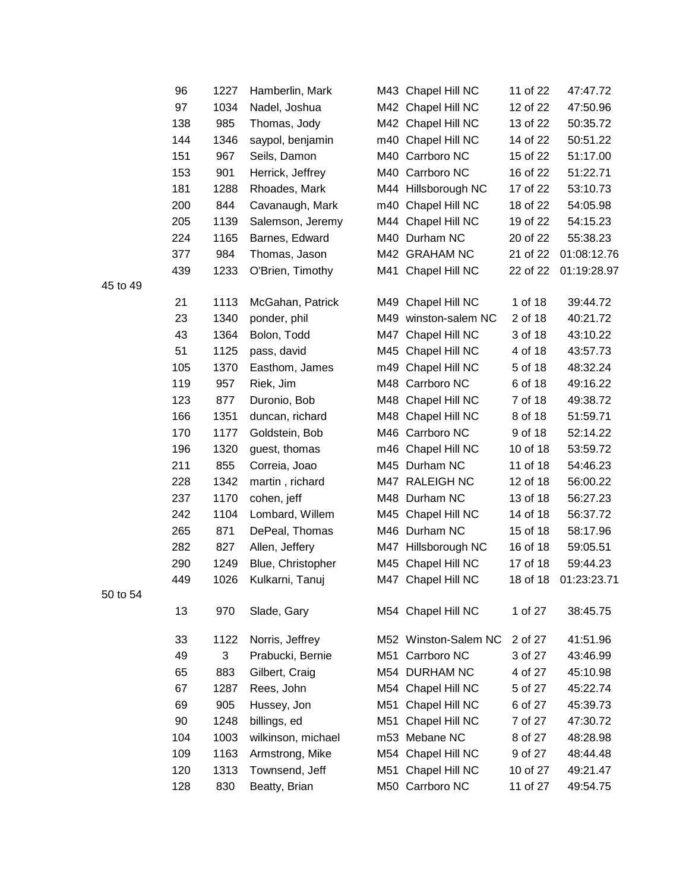| | | | | | | |
|---|---|---|---|---|---|---|
| 96 | 1227 | Hamberlin, Mark | M43 | Chapel Hill NC | 11 of 22 | 47:47.72 |
| 97 | 1034 | Nadel, Joshua | M42 | Chapel Hill NC | 12 of 22 | 47:50.96 |
| 138 | 985 | Thomas, Jody | M42 | Chapel Hill NC | 13 of 22 | 50:35.72 |
| 144 | 1346 | saypol, benjamin | m40 | Chapel Hill NC | 14 of 22 | 50:51.22 |
| 151 | 967 | Seils, Damon | M40 | Carrboro NC | 15 of 22 | 51:17.00 |
| 153 | 901 | Herrick, Jeffrey | M40 | Carrboro NC | 16 of 22 | 51:22.71 |
| 181 | 1288 | Rhoades, Mark | M44 | Hillsborough NC | 17 of 22 | 53:10.73 |
| 200 | 844 | Cavanaugh, Mark | m40 | Chapel Hill NC | 18 of 22 | 54:05.98 |
| 205 | 1139 | Salemson, Jeremy | M44 | Chapel Hill NC | 19 of 22 | 54:15.23 |
| 224 | 1165 | Barnes, Edward | M40 | Durham NC | 20 of 22 | 55:38.23 |
| 377 | 984 | Thomas, Jason | M42 | GRAHAM NC | 21 of 22 | 01:08:12.76 |
| 439 | 1233 | O'Brien, Timothy | M41 | Chapel Hill NC | 22 of 22 | 01:19:28.97 |

45 to 49

| | | | | | | |
|---|---|---|---|---|---|---|
| 21 | 1113 | McGahan, Patrick | M49 | Chapel Hill NC | 1 of 18 | 39:44.72 |
| 23 | 1340 | ponder, phil | M49 | winston-salem NC | 2 of 18 | 40:21.72 |
| 43 | 1364 | Bolon, Todd | M47 | Chapel Hill NC | 3 of 18 | 43:10.22 |
| 51 | 1125 | pass, david | M45 | Chapel Hill NC | 4 of 18 | 43:57.73 |
| 105 | 1370 | Easthom, James | m49 | Chapel Hill NC | 5 of 18 | 48:32.24 |
| 119 | 957 | Riek, Jim | M48 | Carrboro NC | 6 of 18 | 49:16.22 |
| 123 | 877 | Duronio, Bob | M48 | Chapel Hill NC | 7 of 18 | 49:38.72 |
| 166 | 1351 | duncan, richard | M48 | Chapel Hill NC | 8 of 18 | 51:59.71 |
| 170 | 1177 | Goldstein, Bob | M46 | Carrboro NC | 9 of 18 | 52:14.22 |
| 196 | 1320 | guest, thomas | m46 | Chapel Hill NC | 10 of 18 | 53:59.72 |
| 211 | 855 | Correia, Joao | M45 | Durham NC | 11 of 18 | 54:46.23 |
| 228 | 1342 | martin , richard | M47 | RALEIGH NC | 12 of 18 | 56:00.22 |
| 237 | 1170 | cohen, jeff | M48 | Durham NC | 13 of 18 | 56:27.23 |
| 242 | 1104 | Lombard, Willem | M45 | Chapel Hill NC | 14 of 18 | 56:37.72 |
| 265 | 871 | DePeal, Thomas | M46 | Durham NC | 15 of 18 | 58:17.96 |
| 282 | 827 | Allen, Jeffery | M47 | Hillsborough NC | 16 of 18 | 59:05.51 |
| 290 | 1249 | Blue, Christopher | M45 | Chapel Hill NC | 17 of 18 | 59:44.23 |
| 449 | 1026 | Kulkarni, Tanuj | M47 | Chapel Hill NC | 18 of 18 | 01:23:23.71 |

50 to 54

| | | | | | | |
|---|---|---|---|---|---|---|
| 13 | 970 | Slade, Gary | M54 | Chapel Hill NC | 1 of 27 | 38:45.75 |
| 33 | 1122 | Norris, Jeffrey | M52 | Winston-Salem NC | 2 of 27 | 41:51.96 |
| 49 | 3 | Prabucki, Bernie | M51 | Carrboro NC | 3 of 27 | 43:46.99 |
| 65 | 883 | Gilbert, Craig | M54 | DURHAM NC | 4 of 27 | 45:10.98 |
| 67 | 1287 | Rees, John | M54 | Chapel Hill NC | 5 of 27 | 45:22.74 |
| 69 | 905 | Hussey, Jon | M51 | Chapel Hill NC | 6 of 27 | 45:39.73 |
| 90 | 1248 | billings, ed | M51 | Chapel Hill NC | 7 of 27 | 47:30.72 |
| 104 | 1003 | wilkinson, michael | m53 | Mebane NC | 8 of 27 | 48:28.98 |
| 109 | 1163 | Armstrong, Mike | M54 | Chapel Hill NC | 9 of 27 | 48:44.48 |
| 120 | 1313 | Townsend, Jeff | M51 | Chapel Hill NC | 10 of 27 | 49:21.47 |
| 128 | 830 | Beatty, Brian | M50 | Carrboro NC | 11 of 27 | 49:54.75 |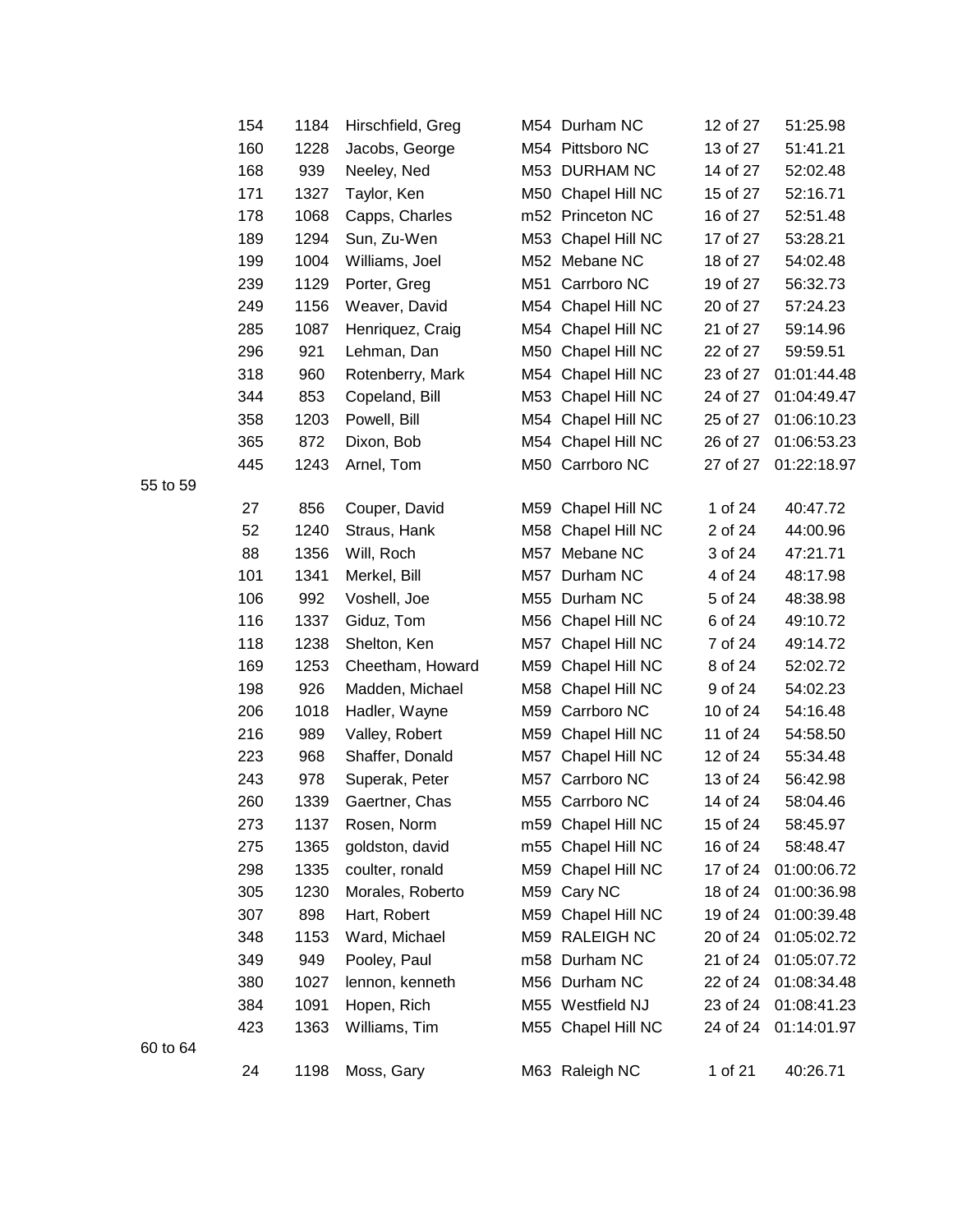| | Place | Bib | Name | Age | City | Div Place | Time |
|---|---|---|---|---|---|---|---|
| | 154 | 1184 | Hirschfield, Greg | M54 | Durham NC | 12 of 27 | 51:25.98 |
| | 160 | 1228 | Jacobs, George | M54 | Pittsboro NC | 13 of 27 | 51:41.21 |
| | 168 | 939 | Neeley, Ned | M53 | DURHAM NC | 14 of 27 | 52:02.48 |
| | 171 | 1327 | Taylor, Ken | M50 | Chapel Hill NC | 15 of 27 | 52:16.71 |
| | 178 | 1068 | Capps, Charles | m52 | Princeton NC | 16 of 27 | 52:51.48 |
| | 189 | 1294 | Sun, Zu-Wen | M53 | Chapel Hill NC | 17 of 27 | 53:28.21 |
| | 199 | 1004 | Williams, Joel | M52 | Mebane NC | 18 of 27 | 54:02.48 |
| | 239 | 1129 | Porter, Greg | M51 | Carrboro NC | 19 of 27 | 56:32.73 |
| | 249 | 1156 | Weaver, David | M54 | Chapel Hill NC | 20 of 27 | 57:24.23 |
| | 285 | 1087 | Henriquez, Craig | M54 | Chapel Hill NC | 21 of 27 | 59:14.96 |
| | 296 | 921 | Lehman, Dan | M50 | Chapel Hill NC | 22 of 27 | 59:59.51 |
| | 318 | 960 | Rotenberry, Mark | M54 | Chapel Hill NC | 23 of 27 | 01:01:44.48 |
| | 344 | 853 | Copeland, Bill | M53 | Chapel Hill NC | 24 of 27 | 01:04:49.47 |
| | 358 | 1203 | Powell, Bill | M54 | Chapel Hill NC | 25 of 27 | 01:06:10.23 |
| | 365 | 872 | Dixon, Bob | M54 | Chapel Hill NC | 26 of 27 | 01:06:53.23 |
| | 445 | 1243 | Arnel, Tom | M50 | Carrboro NC | 27 of 27 | 01:22:18.97 |
| 55 to 59 | | | | | | | |
| | 27 | 856 | Couper, David | M59 | Chapel Hill NC | 1 of 24 | 40:47.72 |
| | 52 | 1240 | Straus, Hank | M58 | Chapel Hill NC | 2 of 24 | 44:00.96 |
| | 88 | 1356 | Will, Roch | M57 | Mebane NC | 3 of 24 | 47:21.71 |
| | 101 | 1341 | Merkel, Bill | M57 | Durham NC | 4 of 24 | 48:17.98 |
| | 106 | 992 | Voshell, Joe | M55 | Durham NC | 5 of 24 | 48:38.98 |
| | 116 | 1337 | Giduz, Tom | M56 | Chapel Hill NC | 6 of 24 | 49:10.72 |
| | 118 | 1238 | Shelton, Ken | M57 | Chapel Hill NC | 7 of 24 | 49:14.72 |
| | 169 | 1253 | Cheetham, Howard | M59 | Chapel Hill NC | 8 of 24 | 52:02.72 |
| | 198 | 926 | Madden, Michael | M58 | Chapel Hill NC | 9 of 24 | 54:02.23 |
| | 206 | 1018 | Hadler, Wayne | M59 | Carrboro NC | 10 of 24 | 54:16.48 |
| | 216 | 989 | Valley, Robert | M59 | Chapel Hill NC | 11 of 24 | 54:58.50 |
| | 223 | 968 | Shaffer, Donald | M57 | Chapel Hill NC | 12 of 24 | 55:34.48 |
| | 243 | 978 | Superak, Peter | M57 | Carrboro NC | 13 of 24 | 56:42.98 |
| | 260 | 1339 | Gaertner, Chas | M55 | Carrboro NC | 14 of 24 | 58:04.46 |
| | 273 | 1137 | Rosen, Norm | m59 | Chapel Hill NC | 15 of 24 | 58:45.97 |
| | 275 | 1365 | goldston, david | m55 | Chapel Hill NC | 16 of 24 | 58:48.47 |
| | 298 | 1335 | coulter, ronald | M59 | Chapel Hill NC | 17 of 24 | 01:00:06.72 |
| | 305 | 1230 | Morales, Roberto | M59 | Cary NC | 18 of 24 | 01:00:36.98 |
| | 307 | 898 | Hart, Robert | M59 | Chapel Hill NC | 19 of 24 | 01:00:39.48 |
| | 348 | 1153 | Ward, Michael | M59 | RALEIGH NC | 20 of 24 | 01:05:02.72 |
| | 349 | 949 | Pooley, Paul | m58 | Durham NC | 21 of 24 | 01:05:07.72 |
| | 380 | 1027 | lennon, kenneth | M56 | Durham NC | 22 of 24 | 01:08:34.48 |
| | 384 | 1091 | Hopen, Rich | M55 | Westfield NJ | 23 of 24 | 01:08:41.23 |
| | 423 | 1363 | Williams, Tim | M55 | Chapel Hill NC | 24 of 24 | 01:14:01.97 |
| 60 to 64 | | | | | | | |
| | 24 | 1198 | Moss, Gary | M63 | Raleigh NC | 1 of 21 | 40:26.71 |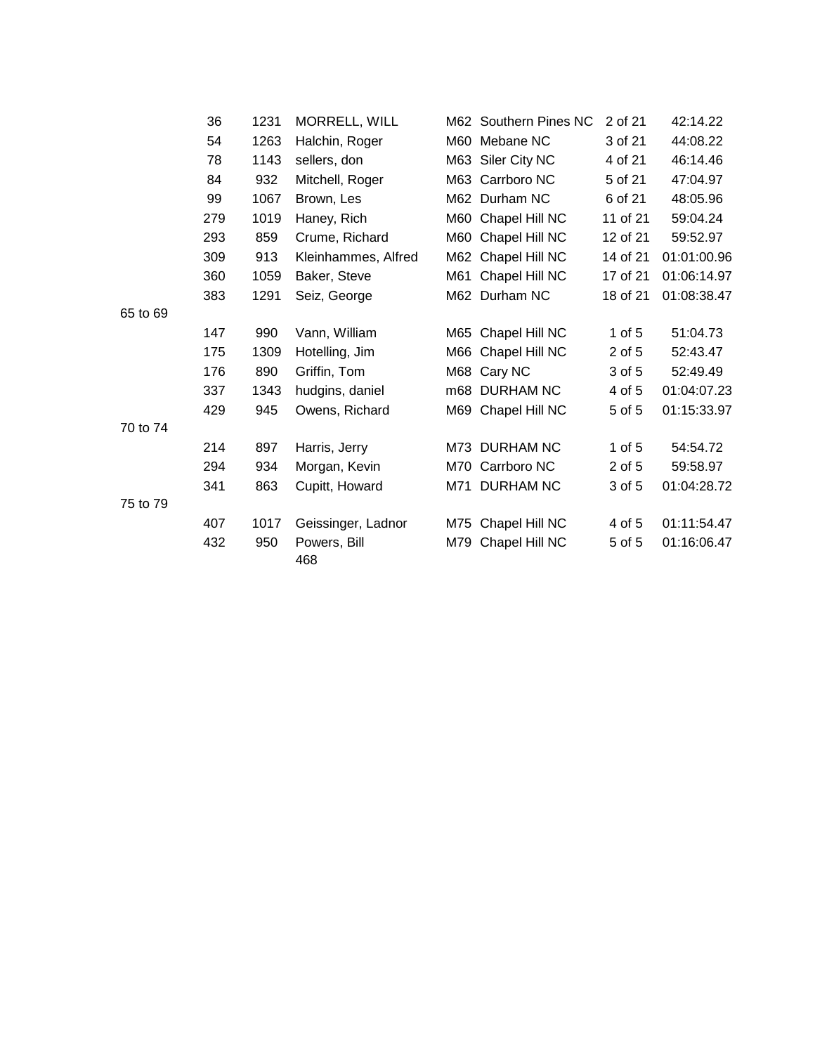| | | | | | | | |
|---|---|---|---|---|---|---|---|
| | 36 | 1231 | MORRELL, WILL | M62 | Southern Pines NC | 2 of 21 | 42:14.22 |
| | 54 | 1263 | Halchin, Roger | M60 | Mebane NC | 3 of 21 | 44:08.22 |
| | 78 | 1143 | sellers, don | M63 | Siler City NC | 4 of 21 | 46:14.46 |
| | 84 | 932 | Mitchell, Roger | M63 | Carrboro NC | 5 of 21 | 47:04.97 |
| | 99 | 1067 | Brown, Les | M62 | Durham NC | 6 of 21 | 48:05.96 |
| | 279 | 1019 | Haney, Rich | M60 | Chapel Hill NC | 11 of 21 | 59:04.24 |
| | 293 | 859 | Crume, Richard | M60 | Chapel Hill NC | 12 of 21 | 59:52.97 |
| | 309 | 913 | Kleinhammes, Alfred | M62 | Chapel Hill NC | 14 of 21 | 01:01:00.96 |
| | 360 | 1059 | Baker, Steve | M61 | Chapel Hill NC | 17 of 21 | 01:06:14.97 |
| | 383 | 1291 | Seiz, George | M62 | Durham NC | 18 of 21 | 01:08:38.47 |
| 65 to 69 | | | | | | | |
| | 147 | 990 | Vann, William | M65 | Chapel Hill NC | 1 of 5 | 51:04.73 |
| | 175 | 1309 | Hotelling, Jim | M66 | Chapel Hill NC | 2 of 5 | 52:43.47 |
| | 176 | 890 | Griffin, Tom | M68 | Cary NC | 3 of 5 | 52:49.49 |
| | 337 | 1343 | hudgins, daniel | m68 | DURHAM NC | 4 of 5 | 01:04:07.23 |
| | 429 | 945 | Owens, Richard | M69 | Chapel Hill NC | 5 of 5 | 01:15:33.97 |
| 70 to 74 | | | | | | | |
| | 214 | 897 | Harris, Jerry | M73 | DURHAM NC | 1 of 5 | 54:54.72 |
| | 294 | 934 | Morgan, Kevin | M70 | Carrboro NC | 2 of 5 | 59:58.97 |
| | 341 | 863 | Cupitt, Howard | M71 | DURHAM NC | 3 of 5 | 01:04:28.72 |
| 75 to 79 | | | | | | | |
| | 407 | 1017 | Geissinger, Ladnor | M75 | Chapel Hill NC | 4 of 5 | 01:11:54.47 |
| | 432 | 950 | Powers, Bill | M79 | Chapel Hill NC | 5 of 5 | 01:16:06.47 |
| | | | 468 | | | | |